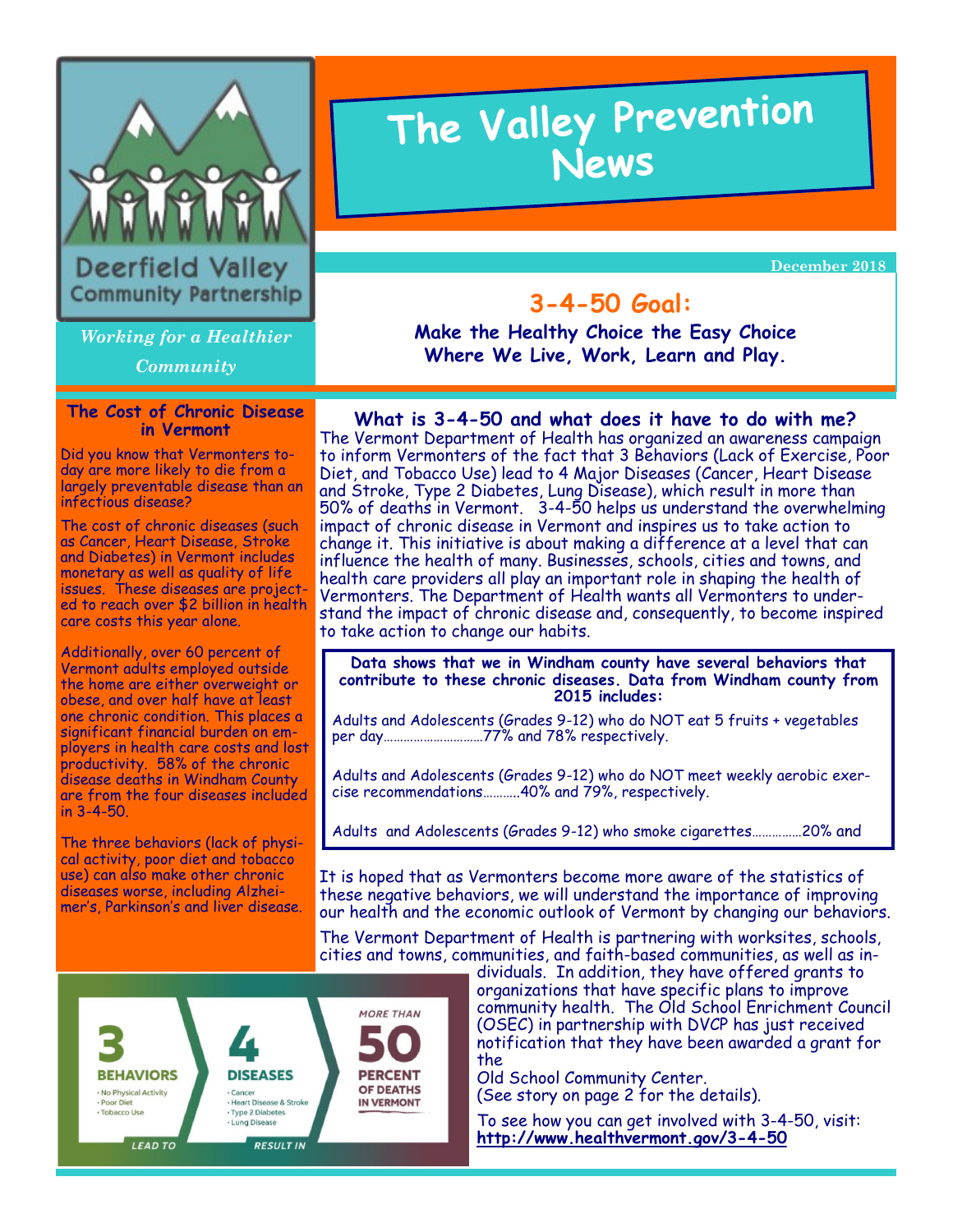Deerfield Valley Community Partnership

*Working for a Healthier Community*

# The Valley Prevention News

December 2018

## 3-4-50 Goal:

**Make the Healthy Choice the Easy Choice Where We Live, Work, Learn and Play.**

### The Cost of Chronic Disease in Vermont

Did you know that Vermonters today are more likely to die from a largely preventable disease than an infectious disease?

The cost of chronic diseases (such as Cancer, Heart Disease, Stroke and Diabetes) in Vermont includes monetary as well as quality of life issues. These diseases are projected to reach over $2 billion in health care costs this year alone.

Additionally, over 60 percent of Vermont adults employed outside the home are either overweight or obese, and over half have at least one chronic condition. This places a significant financial burden on employers in health care costs and lost productivity. 58% of the chronic disease deaths in Windham County are from the four diseases included in 3-4-50.

The three behaviors (lack of physical activity, poor diet and tobacco use) can also make other chronic diseases worse, including Alzheimer's, Parkinson's and liver disease.

### What is 3-4-50 and what does it have to do with me?

The Vermont Department of Health has organized an awareness campaign to inform Vermonters of the fact that 3 Behaviors (Lack of Exercise, Poor Diet, and Tobacco Use) lead to 4 Major Diseases (Cancer, Heart Disease and Stroke, Type 2 Diabetes, Lung Disease), which result in more than 50% of deaths in Vermont. 3-4-50 helps us understand the overwhelming impact of chronic disease in Vermont and inspires us to take action to change it. This initiative is about making a difference at a level that can influence the health of many. Businesses, schools, cities and towns, and health care providers all play an important role in shaping the health of Vermonters. The Department of Health wants all Vermonters to understand the impact of chronic disease and, consequently, to become inspired to take action to change our habits.

**Data shows that we in Windham county have several behaviors that contribute to these chronic diseases. Data from Windham county from 2015 includes:**

Adults and Adolescents (Grades 9-12) who do NOT eat 5 fruits + vegetables per day…………………………77% and 78% respectively.

Adults and Adolescents (Grades 9-12) who do NOT meet weekly aerobic exercise recommendations………..40% and 79%, respectively.

Adults and Adolescents (Grades 9-12) who smoke cigarettes……………20% and

It is hoped that as Vermonters become more aware of the statistics of these negative behaviors, we will understand the importance of improving our health and the economic outlook of Vermont by changing our behaviors.

The Vermont Department of Health is partnering with worksites, schools, cities and towns, communities, and faith-based communities, as well as individuals. In addition, they have offered grants to organizations that have specific plans to improve community health. The Old School Enrichment Council (OSEC) in partnership with DVCP has just received notification that they have been awarded a grant for the Old School Community Center. (See story on page 2 for the details).

**3 BEHAVIORS**
- No Physical Activity
- Poor Diet
- Tobacco Use

LEAD TO

**4 DISEASES**
- Cancer
- Heart Disease & Stroke
- Type 2 Diabetes
- Lung Disease

RESULT IN

**MORE THAN 50 PERCENT OF DEATHS IN VERMONT**

To see how you can get involved with 3-4-50, visit: **http://www.healthvermont.gov/3-4-50**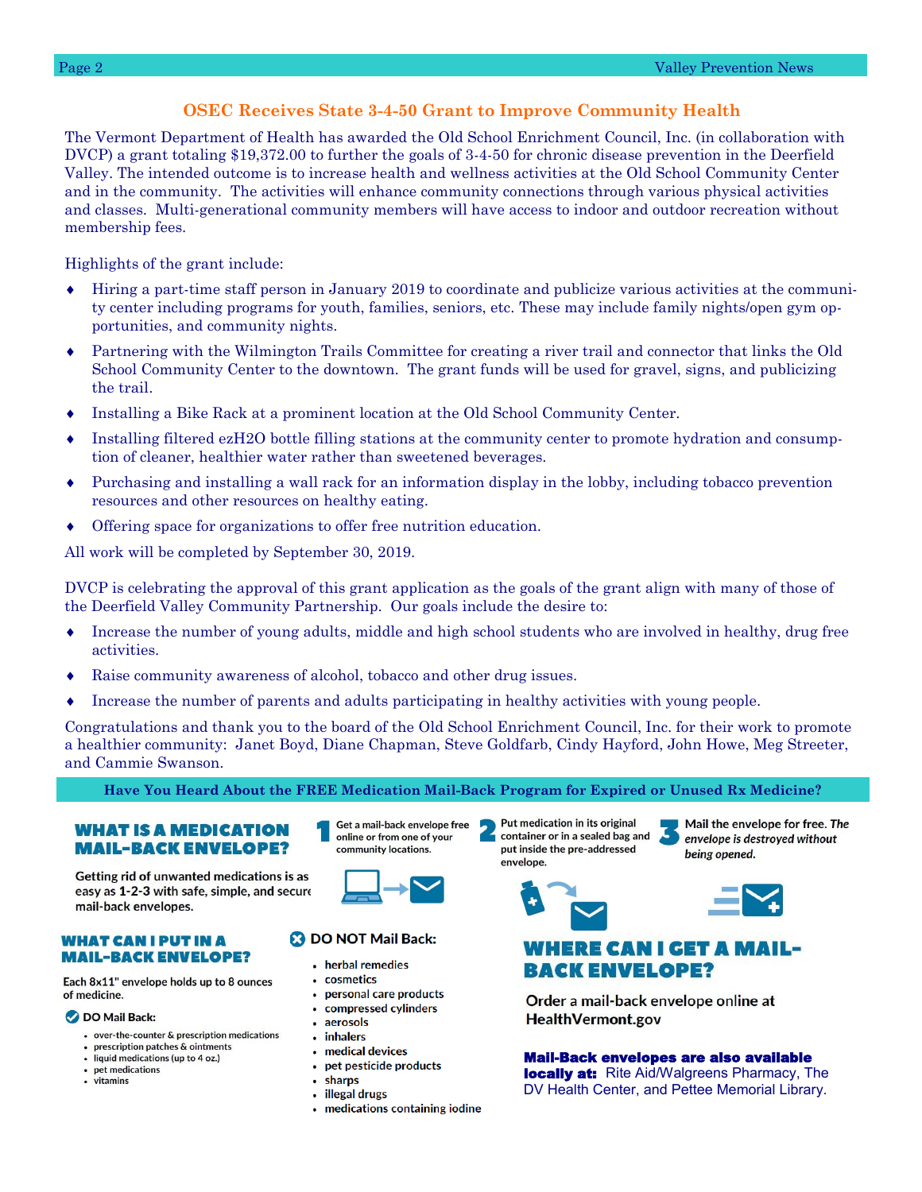## OSEC Receives State 3-4-50 Grant to Improve Community Health

The Vermont Department of Health has awarded the Old School Enrichment Council, Inc. (in collaboration with DVCP) a grant totaling $19,372.00 to further the goals of 3-4-50 for chronic disease prevention in the Deerfield Valley. The intended outcome is to increase health and wellness activities at the Old School Community Center and in the community. The activities will enhance community connections through various physical activities and classes. Multi-generational community members will have access to indoor and outdoor recreation without membership fees.

Highlights of the grant include:

- Hiring a part-time staff person in January 2019 to coordinate and publicize various activities at the community center including programs for youth, families, seniors, etc. These may include family nights/open gym opportunities, and community nights.
- Partnering with the Wilmington Trails Committee for creating a river trail and connector that links the Old School Community Center to the downtown. The grant funds will be used for gravel, signs, and publicizing the trail.
- Installing a Bike Rack at a prominent location at the Old School Community Center.
- Installing filtered ezH2O bottle filling stations at the community center to promote hydration and consumption of cleaner, healthier water rather than sweetened beverages.
- Purchasing and installing a wall rack for an information display in the lobby, including tobacco prevention resources and other resources on healthy eating.
- Offering space for organizations to offer free nutrition education.

All work will be completed by September 30, 2019.

DVCP is celebrating the approval of this grant application as the goals of the grant align with many of those of the Deerfield Valley Community Partnership. Our goals include the desire to:

- Increase the number of young adults, middle and high school students who are involved in healthy, drug free activities.
- Raise community awareness of alcohol, tobacco and other drug issues.
- Increase the number of parents and adults participating in healthy activities with young people.

Congratulations and thank you to the board of the Old School Enrichment Council, Inc. for their work to promote a healthier community: Janet Boyd, Diane Chapman, Steve Goldfarb, Cindy Hayford, John Howe, Meg Streeter, and Cammie Swanson.

## Have You Heard About the FREE Medication Mail-Back Program for Expired or Unused Rx Medicine?

### WHAT IS A MEDICATION MAIL-BACK ENVELOPE?

Getting rid of unwanted medications is as easy as **1-2-3** with safe, simple, and secure mail-back envelopes.

1. Get a mail-back envelope free online or from one of your community locations.
2. Put medication in its original container or in a sealed bag and put inside the pre-addressed envelope.
3. Mail the envelope for free. *The envelope is destroyed without being opened.*

### WHAT CAN I PUT IN A MAIL-BACK ENVELOPE?

Each 8x11" envelope holds up to 8 ounces of medicine.

**DO Mail Back:**

- over-the-counter & prescription medications
- prescription patches & ointments
- liquid medications (up to 4 oz.)
- pet medications
- vitamins

**DO NOT Mail Back:**

- herbal remedies
- cosmetics
- personal care products
- compressed cylinders
- aerosols
- inhalers
- medical devices
- pet pesticide products
- sharps
- illegal drugs
- medications containing iodine

### WHERE CAN I GET A MAIL-BACK ENVELOPE?

Order a mail-back envelope online at HealthVermont.gov

**Mail-Back envelopes are also available locally at:** Rite Aid/Walgreens Pharmacy, The DV Health Center, and Pettee Memorial Library.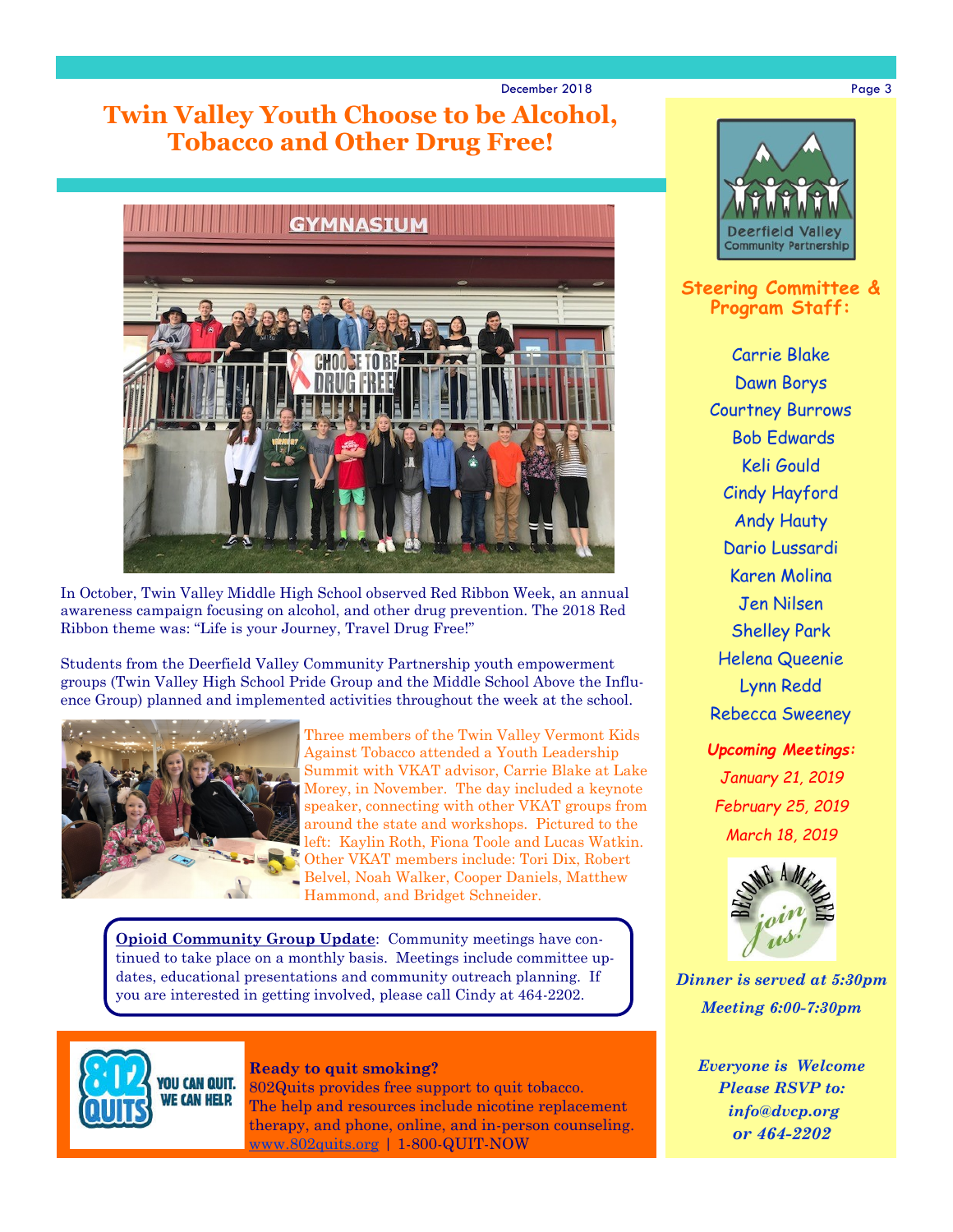# Twin Valley Youth Choose to be Alcohol, Tobacco and Other Drug Free!

In October, Twin Valley Middle High School observed Red Ribbon Week, an annual awareness campaign focusing on alcohol, and other drug prevention. The 2018 Red Ribbon theme was: "Life is your Journey, Travel Drug Free!"

Students from the Deerfield Valley Community Partnership youth empowerment groups (Twin Valley High School Pride Group and the Middle School Above the Influence Group) planned and implemented activities throughout the week at the school.

Three members of the Twin Valley Vermont Kids Against Tobacco attended a Youth Leadership Summit with VKAT advisor, Carrie Blake at Lake Morey, in November. The day included a keynote speaker, connecting with other VKAT groups from around the state and workshops. Pictured to the left: Kaylin Roth, Fiona Toole and Lucas Watkin. Other VKAT members include: Tori Dix, Robert Belvel, Noah Walker, Cooper Daniels, Matthew Hammond, and Bridget Schneider.

**Opioid Community Group Update**: Community meetings have continued to take place on a monthly basis. Meetings include committee updates, educational presentations and community outreach planning. If you are interested in getting involved, please call Cindy at 464-2202.

**Ready to quit smoking?**
802Quits provides free support to quit tobacco.
The help and resources include nicotine replacement therapy, and phone, online, and in-person counseling.
www.802quits.org | 1-800-QUIT-NOW

## Steering Committee & Program Staff:

Carrie Blake
Dawn Borys
Courtney Burrows
Bob Edwards
Keli Gould
Cindy Hayford
Andy Hauty
Dario Lussardi
Karen Molina
Jen Nilsen
Shelley Park
Helena Queenie
Lynn Redd
Rebecca Sweeney

***Upcoming Meetings:***

*January 21, 2019*
*February 25, 2019*
*March 18, 2019*

*Dinner is served at 5:30pm*
*Meeting 6:00-7:30pm*

*Everyone is Welcome*
*Please RSVP to:*
*info@dvcp.org*
*or 464-2202*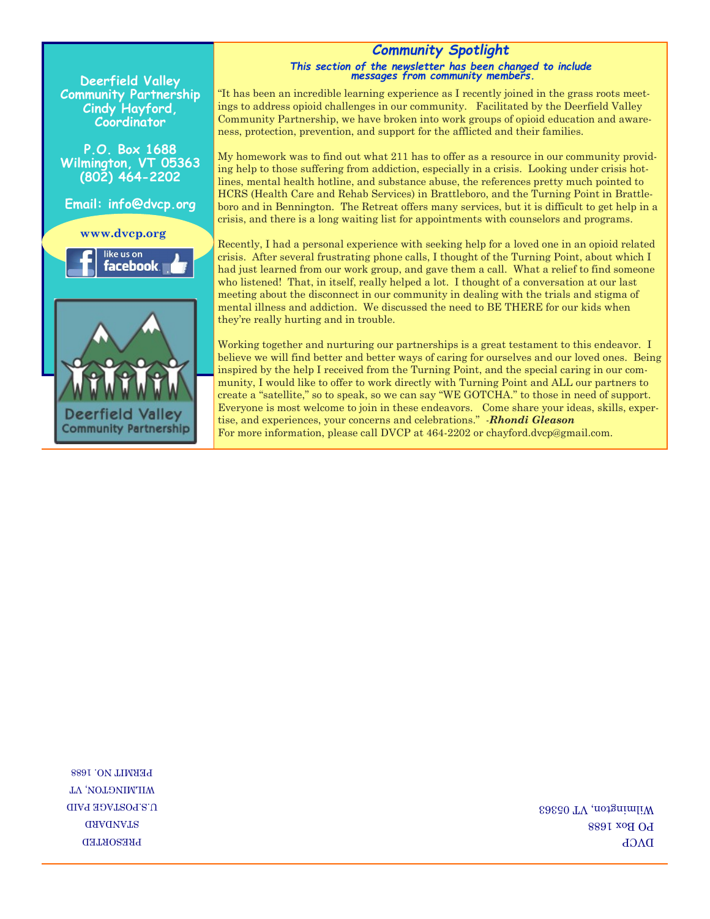**Deerfield Valley Community Partnership**
**Cindy Hayford, Coordinator**

**P.O. Box 1688**
**Wilmington, VT 05363**
**(802) 464-2202**

**Email: info@dvcp.org**

**www.dvcp.org**

like us on facebook

Deerfield Valley Community Partnership

## Community Spotlight

***This section of the newsletter has been changed to include messages from community members.***

"It has been an incredible learning experience as I recently joined in the grass roots meetings to address opioid challenges in our community. Facilitated by the Deerfield Valley Community Partnership, we have broken into work groups of opioid education and awareness, protection, prevention, and support for the afflicted and their families.

My homework was to find out what 211 has to offer as a resource in our community providing help to those suffering from addiction, especially in a crisis. Looking under crisis hotlines, mental health hotline, and substance abuse, the references pretty much pointed to HCRS (Health Care and Rehab Services) in Brattleboro, and the Turning Point in Brattleboro and in Bennington. The Retreat offers many services, but it is difficult to get help in a crisis, and there is a long waiting list for appointments with counselors and programs.

Recently, I had a personal experience with seeking help for a loved one in an opioid related crisis. After several frustrating phone calls, I thought of the Turning Point, about which I had just learned from our work group, and gave them a call. What a relief to find someone who listened! That, in itself, really helped a lot. I thought of a conversation at our last meeting about the disconnect in our community in dealing with the trials and stigma of mental illness and addiction. We discussed the need to BE THERE for our kids when they're really hurting and in trouble.

Working together and nurturing our partnerships is a great testament to this endeavor. I believe we will find better and better ways of caring for ourselves and our loved ones. Being inspired by the help I received from the Turning Point, and the special caring in our community, I would like to offer to work directly with Turning Point and ALL our partners to create a "satellite," so to speak, so we can say "WE GOTCHA." to those in need of support. Everyone is most welcome to join in these endeavors. Come share your ideas, skills, expertise, and experiences, your concerns and celebrations." -***Rhondi Gleason***

For more information, please call DVCP at 464-2202 or chayford.dvcp@gmail.com.

DVCP
PO Box 1688
Wilmington, VT 05363

PRESORTED
STANDARD
U.S.POSTAGE PAID
WILMINGTON, VT
PERMIT NO. 1688